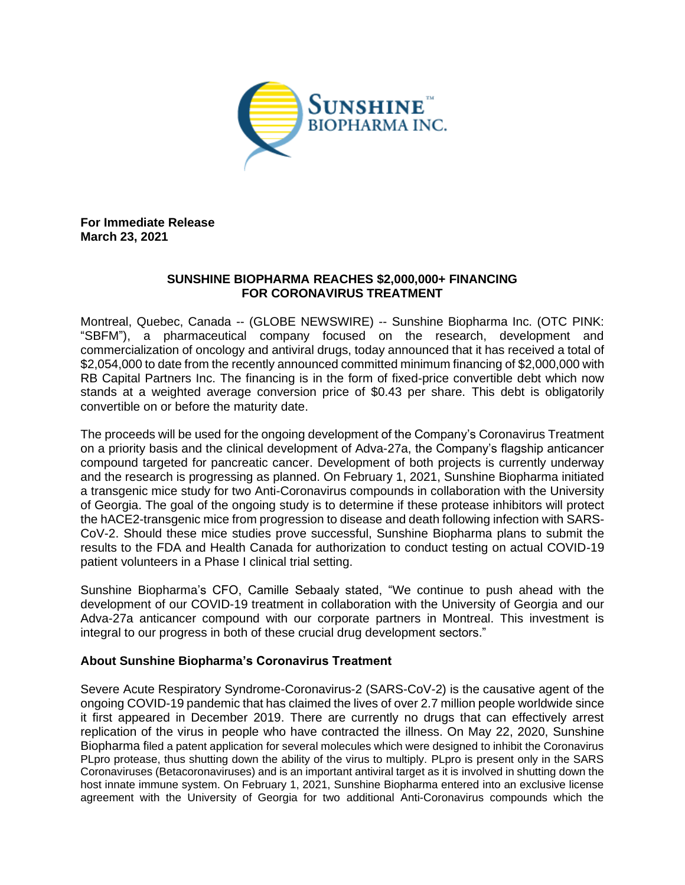**For Immediate Release**
**March 23, 2021**

# SUNSHINE BIOPHARMA REACHES $2,000,000+ FINANCING FOR CORONAVIRUS TREATMENT

Montreal, Quebec, Canada -- (GLOBE NEWSWIRE) -- Sunshine Biopharma Inc. (OTC PINK: "SBFM"), a pharmaceutical company focused on the research, development and commercialization of oncology and antiviral drugs, today announced that it has received a total of $2,054,000 to date from the recently announced committed minimum financing of $2,000,000 with RB Capital Partners Inc. The financing is in the form of fixed-price convertible debt which now stands at a weighted average conversion price of $0.43 per share. This debt is obligatorily convertible on or before the maturity date.

The proceeds will be used for the ongoing development of the Company's Coronavirus Treatment on a priority basis and the clinical development of Adva-27a, the Company's flagship anticancer compound targeted for pancreatic cancer. Development of both projects is currently underway and the research is progressing as planned. On February 1, 2021, Sunshine Biopharma initiated a transgenic mice study for two Anti-Coronavirus compounds in collaboration with the University of Georgia. The goal of the ongoing study is to determine if these protease inhibitors will protect the hACE2-transgenic mice from progression to disease and death following infection with SARS-CoV-2. Should these mice studies prove successful, Sunshine Biopharma plans to submit the results to the FDA and Health Canada for authorization to conduct testing on actual COVID-19 patient volunteers in a Phase I clinical trial setting.

Sunshine Biopharma's CFO, Camille Sebaaly stated, "We continue to push ahead with the development of our COVID-19 treatment in collaboration with the University of Georgia and our Adva-27a anticancer compound with our corporate partners in Montreal. This investment is integral to our progress in both of these crucial drug development sectors."

## About Sunshine Biopharma's Coronavirus Treatment

Severe Acute Respiratory Syndrome-Coronavirus-2 (SARS-CoV-2) is the causative agent of the ongoing COVID-19 pandemic that has claimed the lives of over 2.7 million people worldwide since it first appeared in December 2019. There are currently no drugs that can effectively arrest replication of the virus in people who have contracted the illness. On May 22, 2020, Sunshine Biopharma filed a patent application for several molecules which were designed to inhibit the Coronavirus PLpro protease, thus shutting down the ability of the virus to multiply. PLpro is present only in the SARS Coronaviruses (Betacoronaviruses) and is an important antiviral target as it is involved in shutting down the host innate immune system. On February 1, 2021, Sunshine Biopharma entered into an exclusive license agreement with the University of Georgia for two additional Anti-Coronavirus compounds which the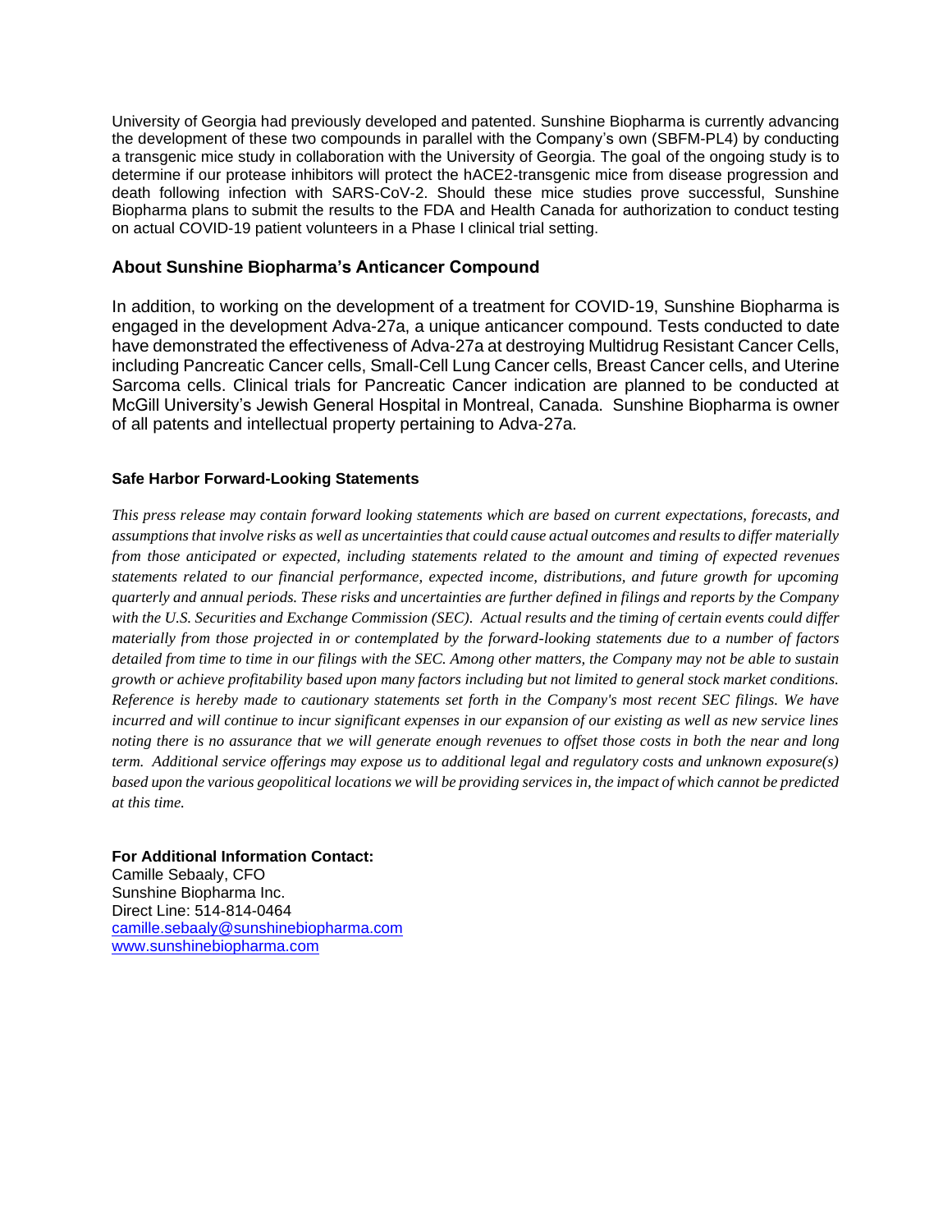University of Georgia had previously developed and patented. Sunshine Biopharma is currently advancing the development of these two compounds in parallel with the Company's own (SBFM-PL4) by conducting a transgenic mice study in collaboration with the University of Georgia. The goal of the ongoing study is to determine if our protease inhibitors will protect the hACE2-transgenic mice from disease progression and death following infection with SARS-CoV-2. Should these mice studies prove successful, Sunshine Biopharma plans to submit the results to the FDA and Health Canada for authorization to conduct testing on actual COVID-19 patient volunteers in a Phase I clinical trial setting.

## About Sunshine Biopharma's Anticancer Compound

In addition, to working on the development of a treatment for COVID-19, Sunshine Biopharma is engaged in the development Adva-27a, a unique anticancer compound. Tests conducted to date have demonstrated the effectiveness of Adva-27a at destroying Multidrug Resistant Cancer Cells, including Pancreatic Cancer cells, Small-Cell Lung Cancer cells, Breast Cancer cells, and Uterine Sarcoma cells. Clinical trials for Pancreatic Cancer indication are planned to be conducted at McGill University's Jewish General Hospital in Montreal, Canada. Sunshine Biopharma is owner of all patents and intellectual property pertaining to Adva-27a.

### Safe Harbor Forward-Looking Statements

*This press release may contain forward looking statements which are based on current expectations, forecasts, and assumptions that involve risks as well as uncertainties that could cause actual outcomes and results to differ materially from those anticipated or expected, including statements related to the amount and timing of expected revenues statements related to our financial performance, expected income, distributions, and future growth for upcoming quarterly and annual periods. These risks and uncertainties are further defined in filings and reports by the Company with the U.S. Securities and Exchange Commission (SEC). Actual results and the timing of certain events could differ materially from those projected in or contemplated by the forward-looking statements due to a number of factors detailed from time to time in our filings with the SEC. Among other matters, the Company may not be able to sustain growth or achieve profitability based upon many factors including but not limited to general stock market conditions. Reference is hereby made to cautionary statements set forth in the Company's most recent SEC filings. We have incurred and will continue to incur significant expenses in our expansion of our existing as well as new service lines noting there is no assurance that we will generate enough revenues to offset those costs in both the near and long term. Additional service offerings may expose us to additional legal and regulatory costs and unknown exposure(s) based upon the various geopolitical locations we will be providing services in, the impact of which cannot be predicted at this time.*

**For Additional Information Contact:**
Camille Sebaaly, CFO
Sunshine Biopharma Inc.
Direct Line: 514-814-0464
camille.sebaaly@sunshinebiopharma.com
www.sunshinebiopharma.com